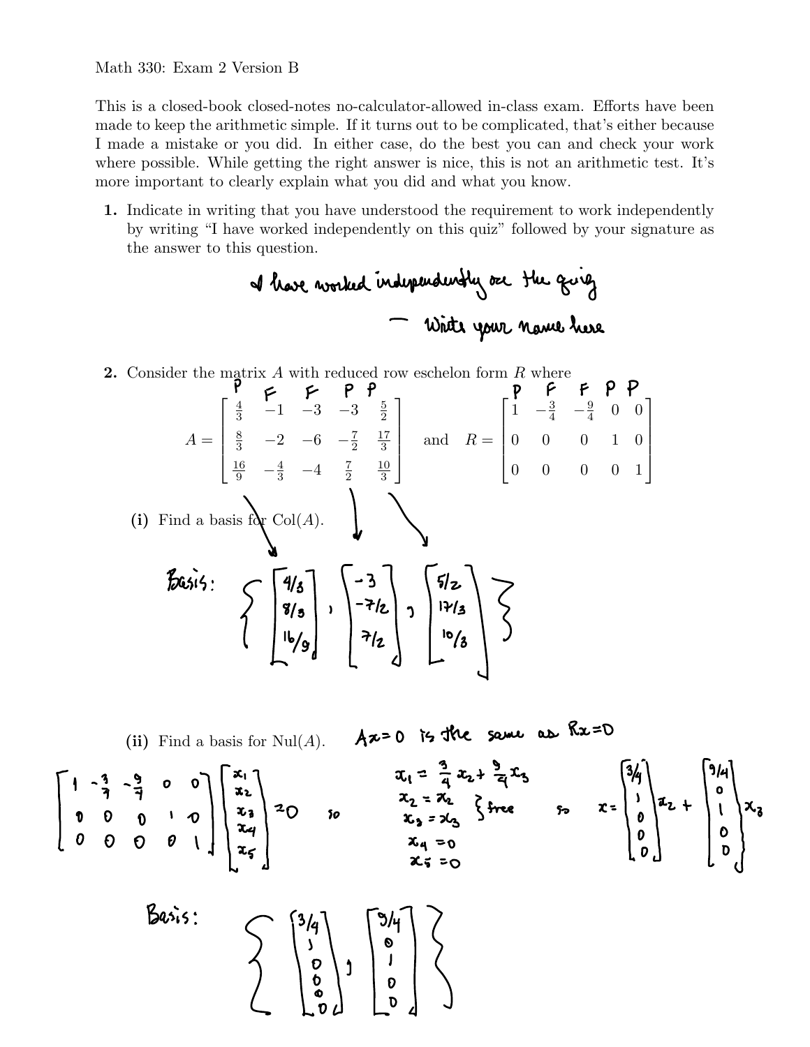Math 330: Exam 2 Version B

This is a closed-book closed-notes no-calculator-allowed in-class exam. Efforts have been made to keep the arithmetic simple. If it turns out to be complicated, that's either because I made a mistake or you did. In either case, do the best you can and check your work where possible. While getting the right answer is nice, this is not an arithmetic test. It's more important to clearly explain what you did and what you know.

**1.** Indicate in writing that you have understood the requirement to work independently by writing "I have worked independently on this quiz" followed by your signature as the answer to this question.

I have worked independently on the quiz

— Write your name here

**2.** Consider the matrix $A$ with reduced row eschelon form $R$ where

$$A = \begin{bmatrix} \frac{4}{3} & -1 & -3 & -3 & \frac{5}{2} \\ \frac{8}{3} & -2 & -6 & -\frac{7}{2} & \frac{17}{3} \\ \frac{16}{9} & -\frac{4}{3} & -4 & \frac{7}{2} & \frac{10}{3} \end{bmatrix} \quad \text{and} \quad R = \begin{bmatrix} 1 & -\frac{3}{4} & -\frac{9}{4} & 0 & 0 \\ 0 & 0 & 0 & 1 & 0 \\ 0 & 0 & 0 & 0 & 1 \end{bmatrix}$$

(columns labeled: P F F P P)

**(i)** Find a basis for Col($A$).

Basis: $\left\{ \begin{bmatrix} 4/3 \\ 8/3 \\ 16/9 \end{bmatrix}, \begin{bmatrix} -3 \\ -7/2 \\ 7/2 \end{bmatrix}, \begin{bmatrix} 5/2 \\ 17/3 \\ 10/3 \end{bmatrix} \right\}$

**(ii)** Find a basis for Nul($A$).

$Ax=0$ is the same as $Rx=0$

$$\begin{bmatrix} 1 & -\frac{3}{4} & -\frac{9}{4} & 0 & 0 \\ 0 & 0 & 0 & 1 & 0 \\ 0 & 0 & 0 & 0 & 1 \end{bmatrix} \begin{bmatrix} x_1 \\ x_2 \\ x_3 \\ x_4 \\ x_5 \end{bmatrix} = 0$$

so

$x_1 = \frac{3}{4}x_2 + \frac{9}{4}x_3$

$x_2 = x_2$ } free

$x_3 = x_3$ } free

$x_4 = 0$

$x_5 = 0$

so $x = \begin{bmatrix} 3/4 \\ 1 \\ 0 \\ 0 \\ 0 \end{bmatrix} x_2 + \begin{bmatrix} 9/4 \\ 0 \\ 1 \\ 0 \\ 0 \end{bmatrix} x_3$

Basis: $\left\{ \begin{bmatrix} 3/4 \\ 1 \\ 0 \\ 0 \\ 0 \end{bmatrix}, \begin{bmatrix} 9/4 \\ 0 \\ 1 \\ 0 \\ 0 \end{bmatrix} \right\}$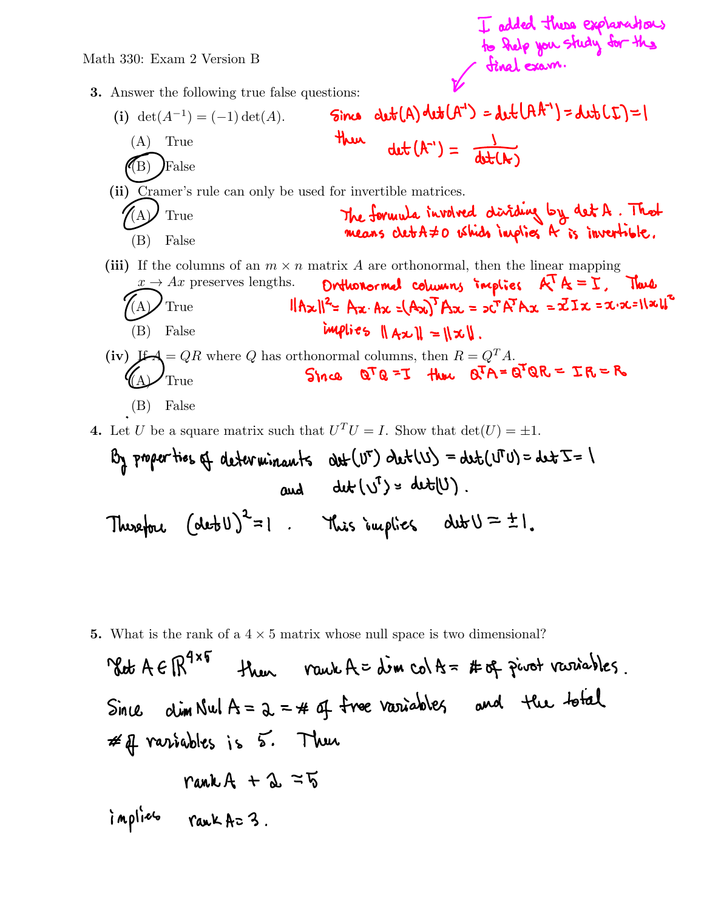I added these explanations to help you study for the final exam.

Math 330: Exam 2 Version B

**3.** Answer the following true false questions:

**(i)** $\det(A^{-1}) = (-1)\det(A)$.

(A) True

(B) False ← circled

Since $\det(A)\det(A^{-1}) = \det(AA^{-1}) = \det(I) = 1$ then $\det(A^{-1}) = \frac{1}{\det(A)}$

**(ii)** Cramer's rule can only be used for invertible matrices.

(A) True ← circled

(B) False

The formula involved dividing by $\det A$. That means $\det A \neq 0$ which implies $A$ is invertible.

**(iii)** If the columns of an $m \times n$ matrix $A$ are orthonormal, then the linear mapping $x \to Ax$ preserves lengths.

(A) True ← circled

(B) False

Orthonormal columns implies $A^T A = I$. Thus $\|Ax\|^2 = Ax \cdot Ax = (Ax)^T Ax = x^T A^T A x = x^T I x = x \cdot x = \|x\|^2$ implies $\|Ax\| = \|x\|$.

**(iv)** If $A = QR$ where $Q$ has orthonormal columns, then $R = Q^T A$.

(A) True ← circled

(B) False

Since $Q^T Q = I$ then $Q^T A = Q^T Q R = I R = R$

**4.** Let $U$ be a square matrix such that $U^T U = I$. Show that $\det(U) = \pm 1$.

By properties of determinants $\det(U^T)\det(U) = \det(U^T U) = \det I = 1$ and $\det(U^T) = \det(U)$.

Therefore $(\det U)^2 = 1$. This implies $\det U = \pm 1$.

**5.** What is the rank of a $4 \times 5$ matrix whose null space is two dimensional?

Let $A \in \mathbb{R}^{4\times 5}$ then $\text{rank}\, A = \dim \text{col}\, A = \#$ of pivot variables.

Since $\dim \text{Nul}\, A = 2 = \#$ of free variables and the total $\#$ of variables is 5. Then

$$\text{rank}\, A + 2 = 5$$

implies $\text{rank}\, A = 3$.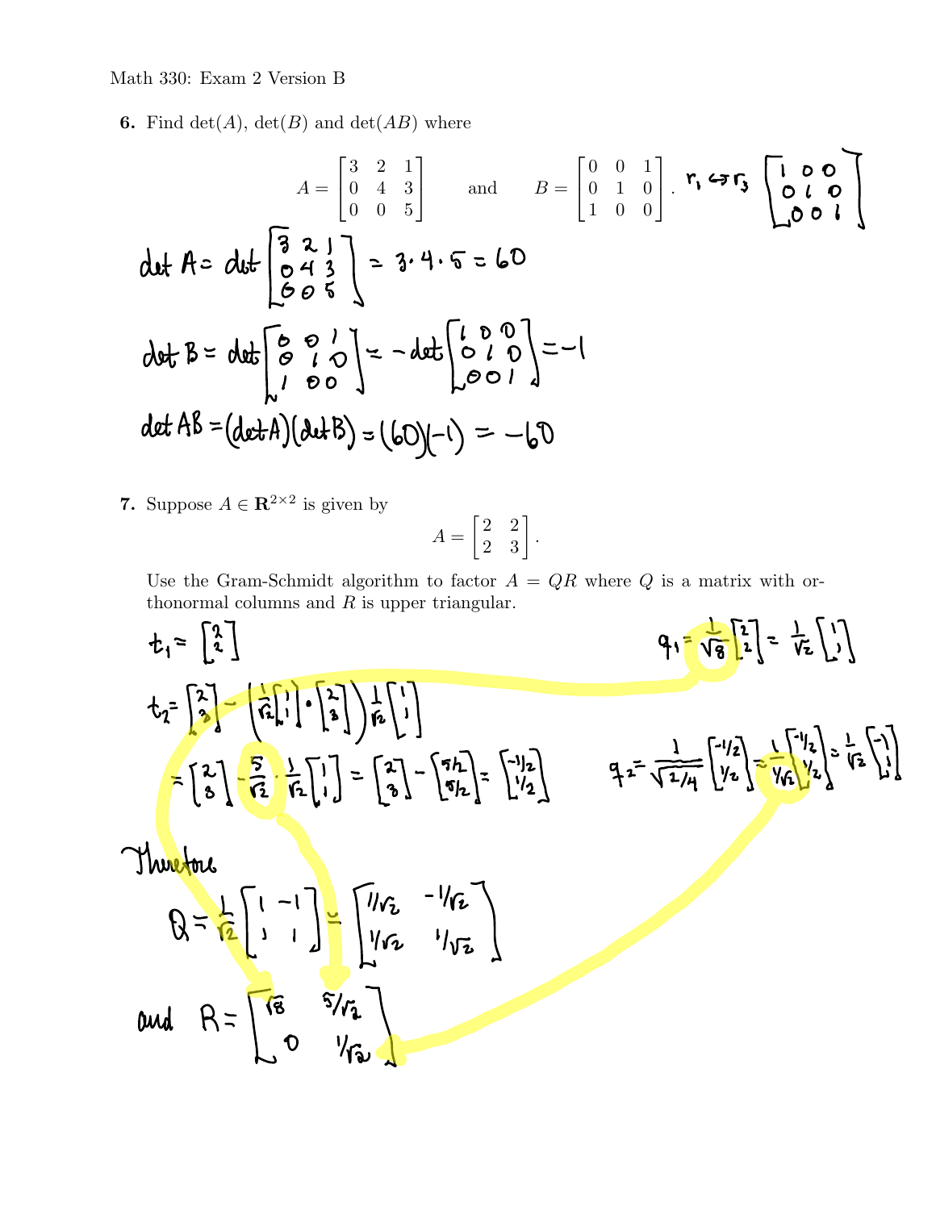Math 330: Exam 2 Version B

**6.** Find $\det(A)$, $\det(B)$ and $\det(AB)$ where

$$A = \begin{bmatrix} 3 & 2 & 1 \\ 0 & 4 & 3 \\ 0 & 0 & 5 \end{bmatrix} \quad \text{and} \quad B = \begin{bmatrix} 0 & 0 & 1 \\ 0 & 1 & 0 \\ 1 & 0 & 0 \end{bmatrix}. \quad r_1 \leftrightarrow r_3 \begin{bmatrix} 1 & 0 & 0 \\ 0 & 1 & 0 \\ 0 & 0 & 1 \end{bmatrix}$$

$$\det A = \det \begin{bmatrix} 3 & 2 & 1 \\ 0 & 4 & 3 \\ 0 & 0 & 5 \end{bmatrix} = 3 \cdot 4 \cdot 5 = 60$$

$$\det B = \det \begin{bmatrix} 0 & 0 & 1 \\ 0 & 1 & 0 \\ 1 & 0 & 0 \end{bmatrix} = -\det \begin{bmatrix} 1 & 0 & 0 \\ 0 & 1 & 0 \\ 0 & 0 & 1 \end{bmatrix} = -1$$

$$\det AB = (\det A)(\det B) = (60)(-1) = -60$$

**7.** Suppose $A \in \mathbf{R}^{2\times 2}$ is given by

$$A = \begin{bmatrix} 2 & 2 \\ 2 & 3 \end{bmatrix}.$$

Use the Gram-Schmidt algorithm to factor $A = QR$ where $Q$ is a matrix with orthonormal columns and $R$ is upper triangular.

$$t_1 = \begin{bmatrix} 2 \\ 2 \end{bmatrix} \qquad q_1 = \frac{1}{\sqrt{8}} \begin{bmatrix} 2 \\ 2 \end{bmatrix} = \frac{1}{\sqrt{2}} \begin{bmatrix} 1 \\ 1 \end{bmatrix}$$

$$t_2 = \begin{bmatrix} 2 \\ 3 \end{bmatrix} - \left( \frac{1}{\sqrt{2}} \begin{bmatrix} 1 \\ 1 \end{bmatrix} \cdot \begin{bmatrix} 2 \\ 3 \end{bmatrix} \right) \frac{1}{\sqrt{2}} \begin{bmatrix} 1 \\ 1 \end{bmatrix}$$

$$= \begin{bmatrix} 2 \\ 3 \end{bmatrix} - \frac{5}{\sqrt{2}} \cdot \frac{1}{\sqrt{2}} \begin{bmatrix} 1 \\ 1 \end{bmatrix} = \begin{bmatrix} 2 \\ 3 \end{bmatrix} - \begin{bmatrix} 5/2 \\ 5/2 \end{bmatrix} = \begin{bmatrix} -1/2 \\ 1/2 \end{bmatrix}$$

$$q_2 = \frac{1}{\sqrt{2/4}} \begin{bmatrix} -1/2 \\ 1/2 \end{bmatrix} = \frac{1}{1/\sqrt{2}} \begin{bmatrix} -1/2 \\ 1/2 \end{bmatrix} = \frac{1}{\sqrt{2}} \begin{bmatrix} -1 \\ 1 \end{bmatrix}$$

Therefore

$$Q = \frac{1}{\sqrt{2}} \begin{bmatrix} 1 & -1 \\ 1 & 1 \end{bmatrix} = \begin{bmatrix} 1/\sqrt{2} & -1/\sqrt{2} \\ 1/\sqrt{2} & 1/\sqrt{2} \end{bmatrix}$$

and
$$R = \begin{bmatrix} \sqrt{8} & 5/\sqrt{2} \\ 0 & 1/\sqrt{2} \end{bmatrix}$$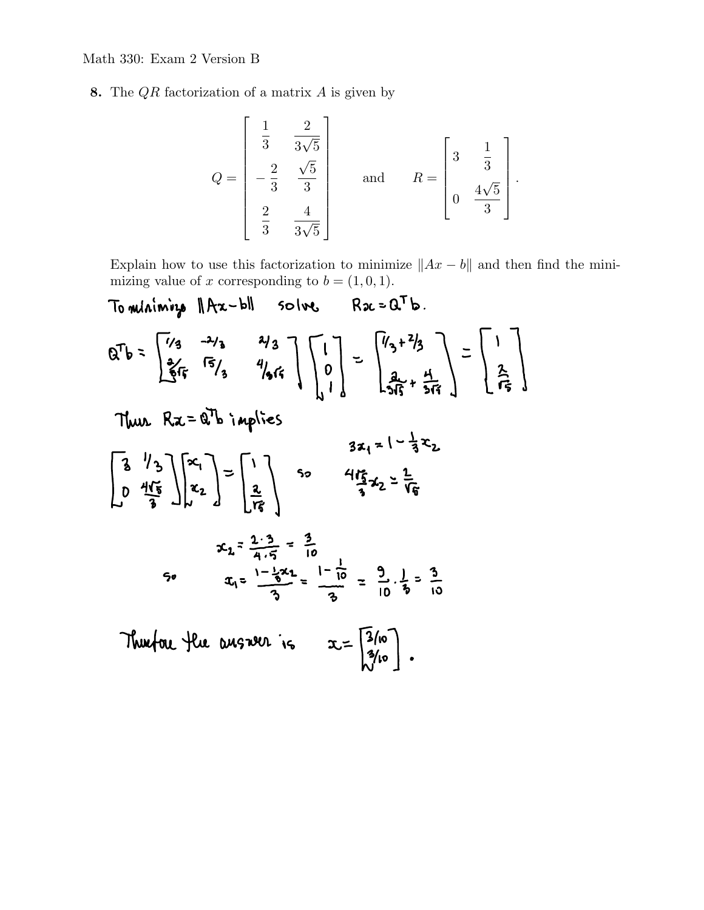**8.** The $QR$ factorization of a matrix $A$ is given by

$$Q = \begin{bmatrix} \frac{1}{3} & \frac{2}{3\sqrt{5}} \\ -\frac{2}{3} & \frac{\sqrt{5}}{3} \\ \frac{2}{3} & \frac{4}{3\sqrt{5}} \end{bmatrix} \qquad \text{and} \qquad R = \begin{bmatrix} 3 & \frac{1}{3} \\ 0 & \frac{4\sqrt{5}}{3} \end{bmatrix}.$$

Explain how to use this factorization to minimize $\|Ax - b\|$ and then find the minimizing value of $x$ corresponding to $b = (1, 0, 1)$.

To minimize $\|Ax - b\|$ solve $Rx = Q^T b$.

$$Q^T b = \begin{bmatrix} 1/3 & -2/3 & 2/3 \\ \frac{2}{3\sqrt{5}} & \sqrt{5}/3 & 4/3\sqrt{5} \end{bmatrix} \begin{bmatrix} 1 \\ 0 \\ 1 \end{bmatrix} = \begin{bmatrix} 1/3 + 2/3 \\ \frac{2}{3\sqrt{5}} + \frac{4}{3\sqrt{5}} \end{bmatrix} = \begin{bmatrix} 1 \\ \frac{2}{\sqrt{5}} \end{bmatrix}$$

Thus $Rx = Q^T b$ implies

$$\begin{bmatrix} 3 & 1/3 \\ 0 & \frac{4\sqrt{5}}{3} \end{bmatrix} \begin{bmatrix} x_1 \\ x_2 \end{bmatrix} = \begin{bmatrix} 1 \\ \frac{2}{\sqrt{5}} \end{bmatrix} \quad \text{so} \quad \begin{aligned} 3x_1 &= 1 - \tfrac{1}{3}x_2 \\ \tfrac{4\sqrt{5}}{3}x_2 &= \tfrac{2}{\sqrt{5}} \end{aligned}$$

so

$$x_2 = \frac{2 \cdot 3}{4 \cdot 5} = \frac{3}{10}$$

$$x_1 = \frac{1 - \frac{1}{3}x_2}{3} = \frac{1 - \frac{1}{10}}{3} = \frac{9}{10} \cdot \frac{1}{3} = \frac{3}{10}$$

Therefore the answer is $x = \begin{bmatrix} 3/10 \\ 3/10 \end{bmatrix}$.